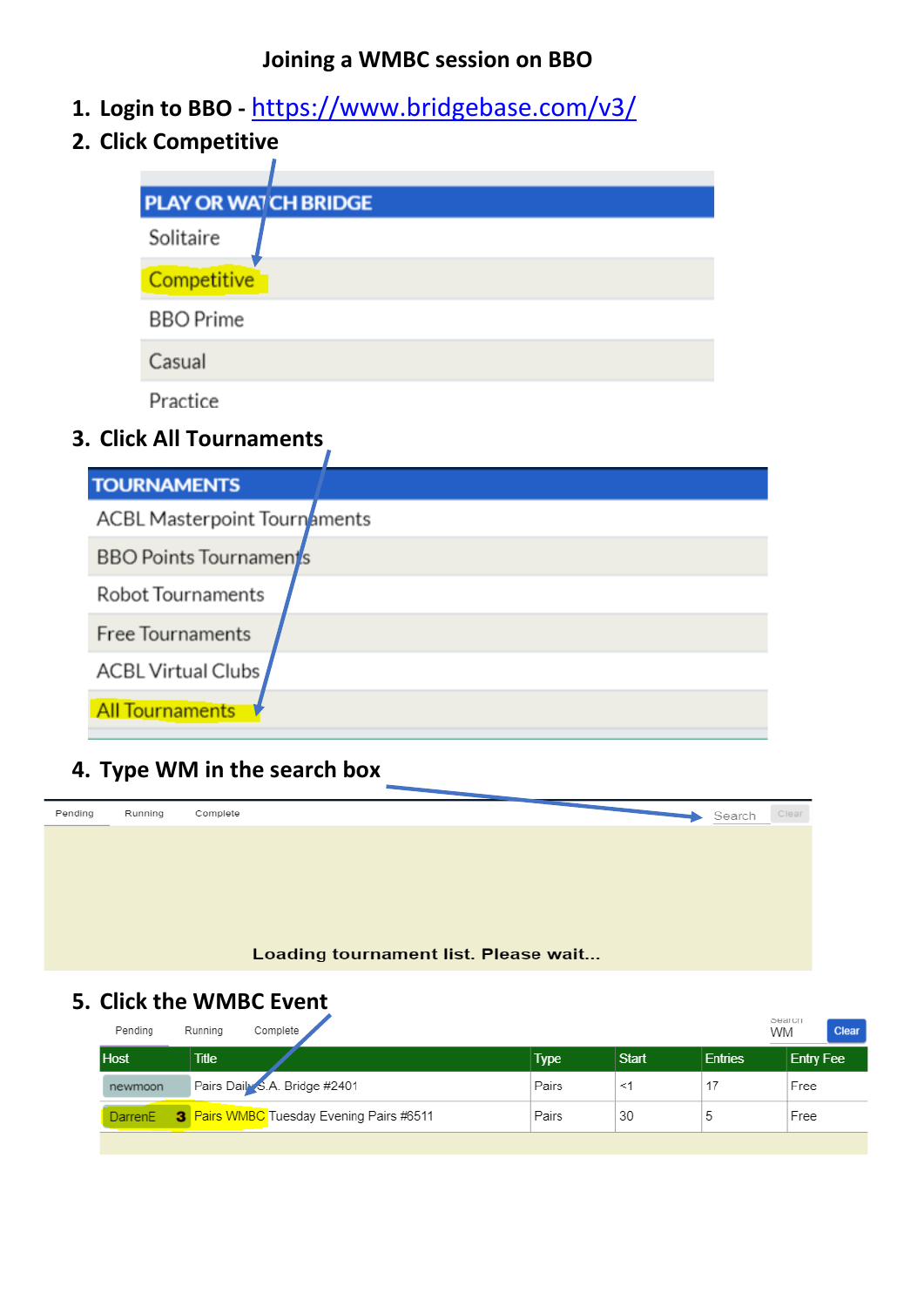# Joining a WMBC session on BBO

1. **Login to BBO - https://www.bridgebase.com/v3/**
2. **Click Competitive**

PLAY OR WATCH BRIDGE

- Solitaire
- Competitive
- BBO Prime
- Casual
- Practice

3. **Click All Tournaments**

TOURNAMENTS

- ACBL Masterpoint Tournaments
- BBO Points Tournaments
- Robot Tournaments
- Free Tournaments
- ACBL Virtual Clubs
- All Tournaments

4. **Type WM in the search box**

Pending Running Complete Search Clear

Loading tournament list. Please wait...

5. **Click the WMBC Event**

Pending Running Complete Search WM Clear

| Host | Title | Type | Start | Entries | Entry Fee |
|---|---|---|---|---|---|
| newmoon | Pairs Daily S.A. Bridge #2401 | Pairs | <1 | 17 | Free |
| DarrenE 3 | Pairs WMBC Tuesday Evening Pairs #6511 | Pairs | 30 | 5 | Free |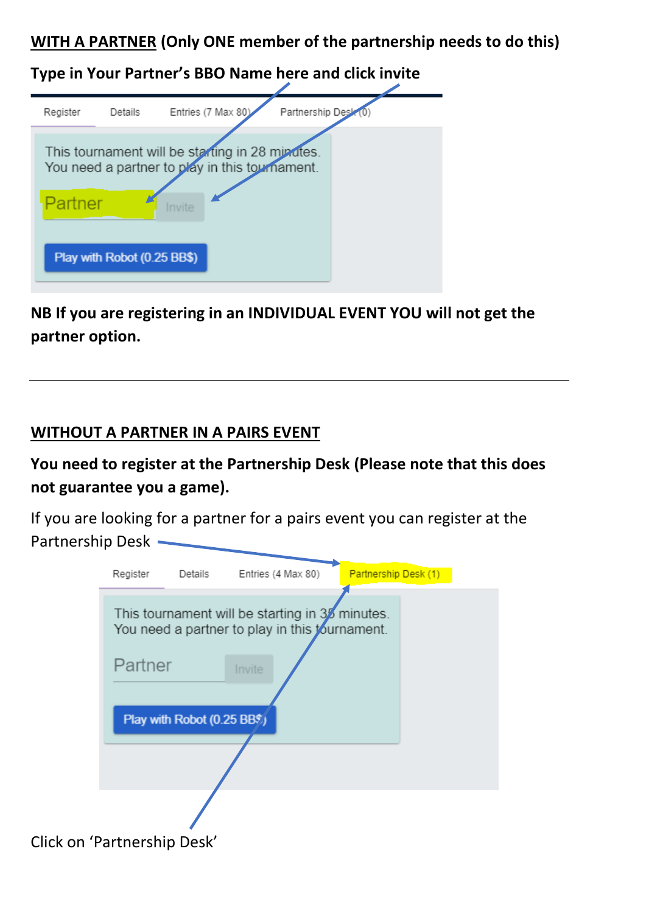**<u>WITH A PARTNER</u> (Only ONE member of the partnership needs to do this)**

**Type in Your Partner's BBO Name here and click invite**

Register Details Entries (7 Max 80) Partnership Desk (0)

This tournament will be starting in 28 minutes.
You need a partner to play in this tournament.

Partner Invite

Play with Robot (0.25 BB$)

**NB If you are registering in an INDIVIDUAL EVENT YOU will not get the partner option.**

---

**<u>WITHOUT A PARTNER IN A PAIRS EVENT</u>**

**You need to register at the Partnership Desk (Please note that this does not guarantee you a game).**

If you are looking for a partner for a pairs event you can register at the Partnership Desk

Register Details Entries (4 Max 80) Partnership Desk (1)

This tournament will be starting in 35 minutes.
You need a partner to play in this tournament.

Partner Invite

Play with Robot (0.25 BB$)

Click on 'Partnership Desk'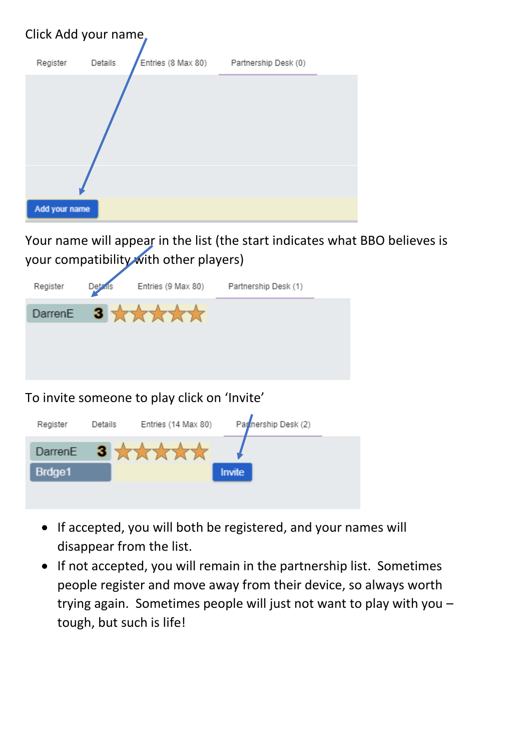Click Add your name

Register Details Entries (8 Max 80) Partnership Desk (0)

Add your name

Your name will appear in the list (the start indicates what BBO believes is your compatibility with other players)

Register Details Entries (9 Max 80) Partnership Desk (1)

DarrenE 3

To invite someone to play click on 'Invite'

Register Details Entries (14 Max 80) Partnership Desk (2)

DarrenE 3

Brdge1 Invite

- If accepted, you will both be registered, and your names will disappear from the list.
- If not accepted, you will remain in the partnership list. Sometimes people register and move away from their device, so always worth trying again. Sometimes people will just not want to play with you – tough, but such is life!